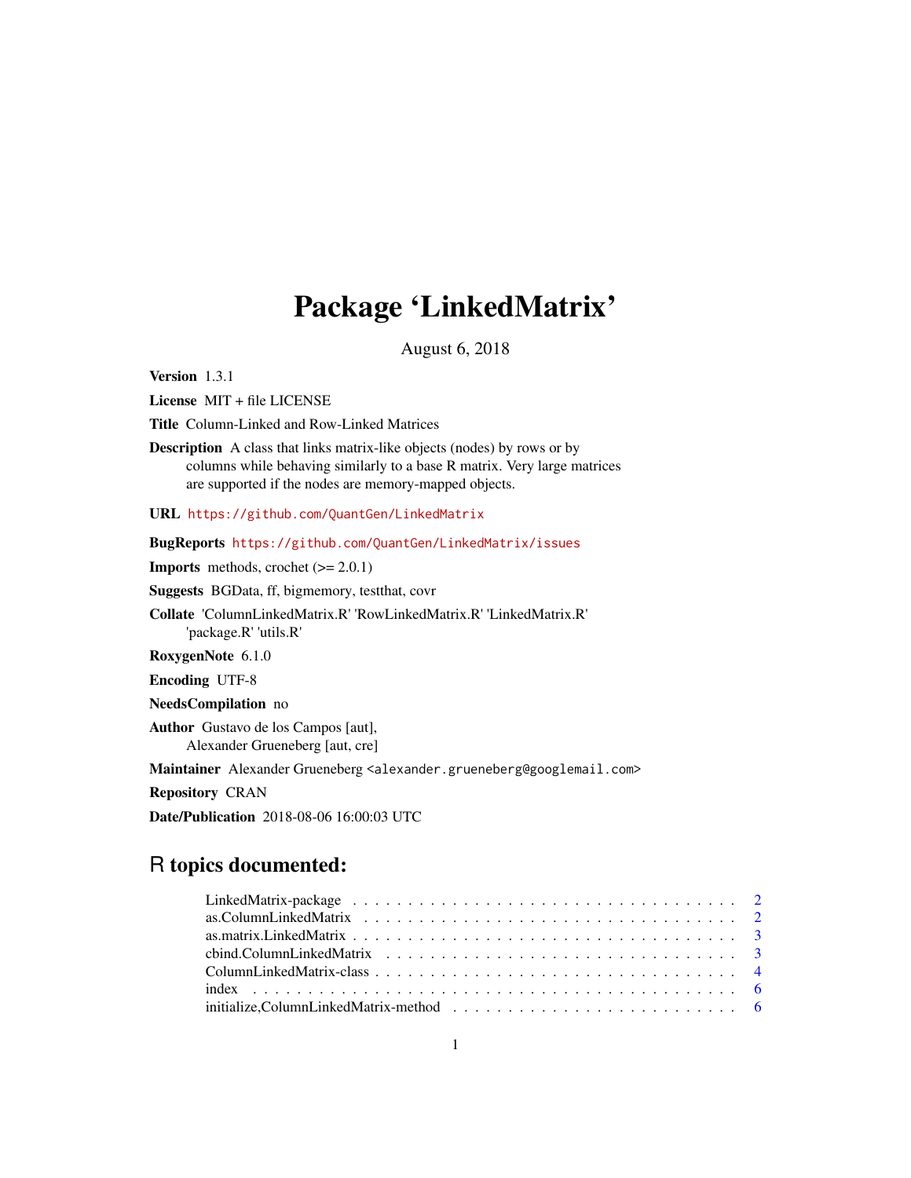# Package 'LinkedMatrix'

August 6, 2018

**Version** 1.3.1

**License** MIT + file LICENSE

**Title** Column-Linked and Row-Linked Matrices

**Description** A class that links matrix-like objects (nodes) by rows or by columns while behaving similarly to a base R matrix. Very large matrices are supported if the nodes are memory-mapped objects.

**URL** https://github.com/QuantGen/LinkedMatrix

**BugReports** https://github.com/QuantGen/LinkedMatrix/issues

**Imports** methods, crochet (>= 2.0.1)

**Suggests** BGData, ff, bigmemory, testthat, covr

**Collate** 'ColumnLinkedMatrix.R' 'RowLinkedMatrix.R' 'LinkedMatrix.R' 'package.R' 'utils.R'

**RoxygenNote** 6.1.0

**Encoding** UTF-8

**NeedsCompilation** no

**Author** Gustavo de los Campos [aut], Alexander Grueneberg [aut, cre]

**Maintainer** Alexander Grueneberg <alexander.grueneberg@googlemail.com>

**Repository** CRAN

**Date/Publication** 2018-08-06 16:00:03 UTC

## R topics documented:

- LinkedMatrix-package . . . . . . . . . . . . . . . . . . . . . . . . . . . . . . . . . . . . 2
- as.ColumnLinkedMatrix . . . . . . . . . . . . . . . . . . . . . . . . . . . . . . . . . . . 2
- as.matrix.LinkedMatrix . . . . . . . . . . . . . . . . . . . . . . . . . . . . . . . . . . . 3
- cbind.ColumnLinkedMatrix . . . . . . . . . . . . . . . . . . . . . . . . . . . . . . . . . 3
- ColumnLinkedMatrix-class . . . . . . . . . . . . . . . . . . . . . . . . . . . . . . . . . 4
- index . . . . . . . . . . . . . . . . . . . . . . . . . . . . . . . . . . . . . . . . . . . 6
- initialize,ColumnLinkedMatrix-method . . . . . . . . . . . . . . . . . . . . . . . . . . 6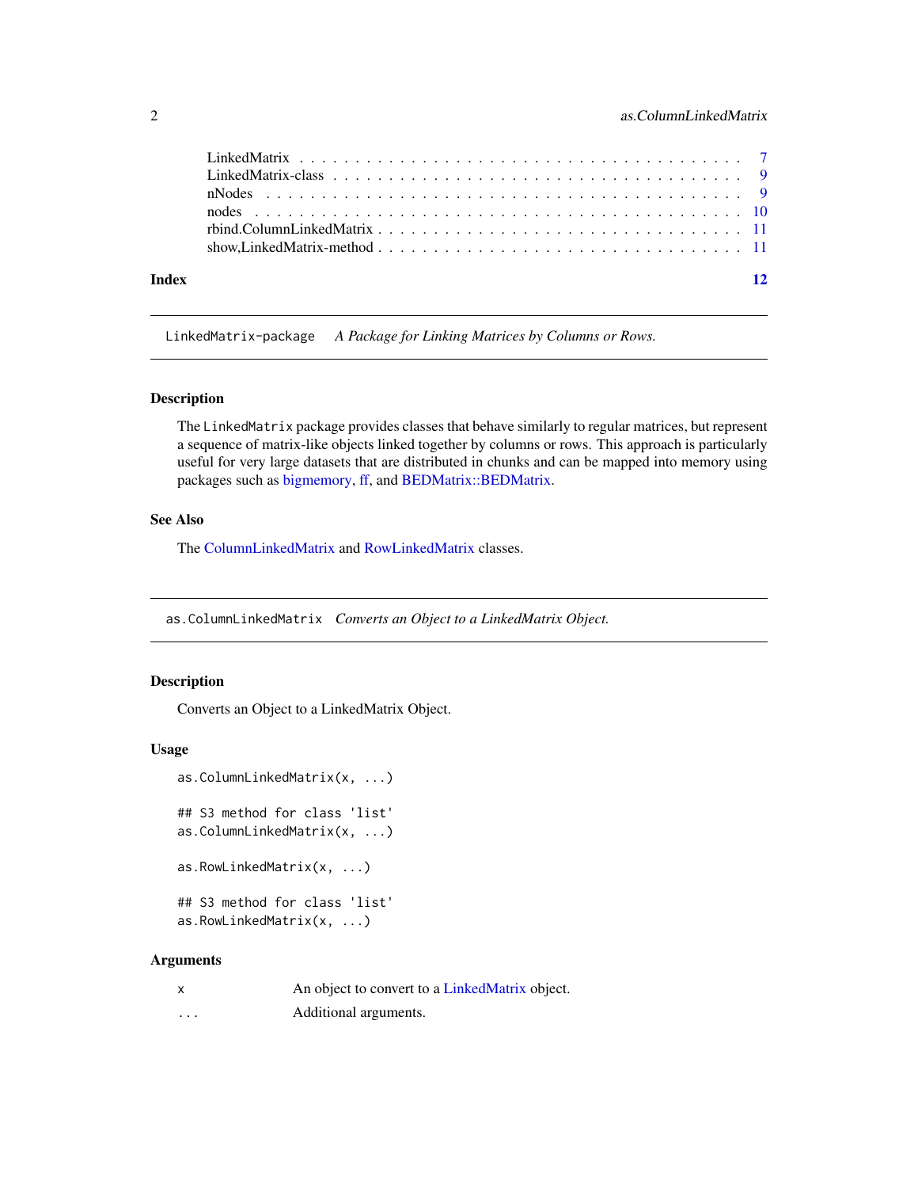| | |
|---|---|
| LinkedMatrix | 7 |
| LinkedMatrix-class | 9 |
| nNodes | 9 |
| nodes | 10 |
| rbind.ColumnLinkedMatrix | 11 |
| show,LinkedMatrix-method | 11 |

**Index** **12**

---

## LinkedMatrix-package &nbsp;&nbsp; *A Package for Linking Matrices by Columns or Rows.*

### Description

The LinkedMatrix package provides classes that behave similarly to regular matrices, but represent a sequence of matrix-like objects linked together by columns or rows. This approach is particularly useful for very large datasets that are distributed in chunks and can be mapped into memory using packages such as bigmemory, ff, and BEDMatrix::BEDMatrix.

### See Also

The ColumnLinkedMatrix and RowLinkedMatrix classes.

---

## as.ColumnLinkedMatrix &nbsp;&nbsp; *Converts an Object to a LinkedMatrix Object.*

### Description

Converts an Object to a LinkedMatrix Object.

### Usage

```
as.ColumnLinkedMatrix(x, ...)

## S3 method for class 'list'
as.ColumnLinkedMatrix(x, ...)

as.RowLinkedMatrix(x, ...)

## S3 method for class 'list'
as.RowLinkedMatrix(x, ...)
```

### Arguments

| | |
|---|---|
| x | An object to convert to a LinkedMatrix object. |
| ... | Additional arguments. |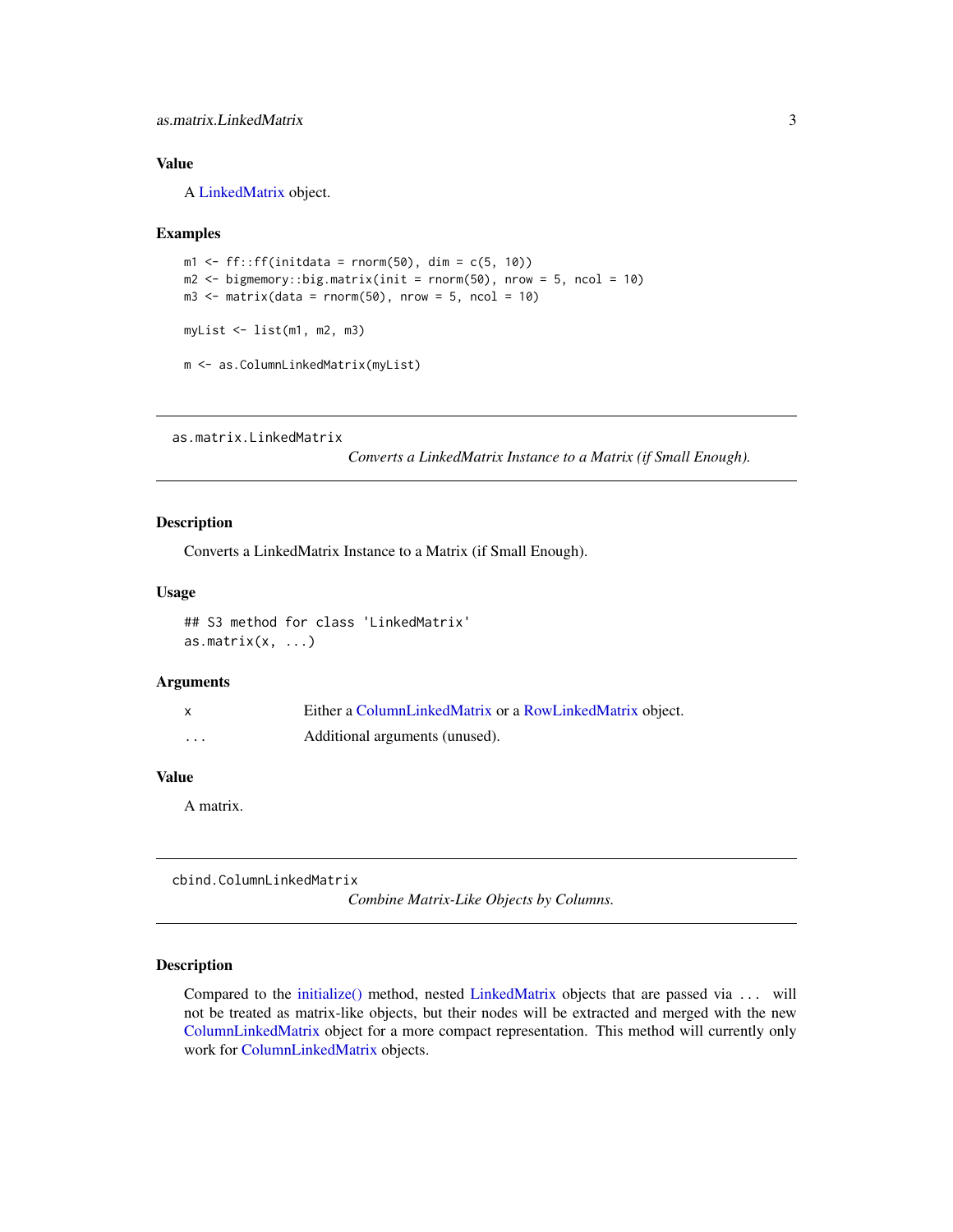### Value

A LinkedMatrix object.

### Examples

```
m1 <- ff::ff(initdata = rnorm(50), dim = c(5, 10))
m2 <- bigmemory::big.matrix(init = rnorm(50), nrow = 5, ncol = 10)
m3 <- matrix(data = rnorm(50), nrow = 5, ncol = 10)

myList <- list(m1, m2, m3)

m <- as.ColumnLinkedMatrix(myList)
```

---

## as.matrix.LinkedMatrix

*Converts a LinkedMatrix Instance to a Matrix (if Small Enough).*

### Description

Converts a LinkedMatrix Instance to a Matrix (if Small Enough).

### Usage

```
## S3 method for class 'LinkedMatrix'
as.matrix(x, ...)
```

### Arguments

| | |
|---|---|
| x | Either a ColumnLinkedMatrix or a RowLinkedMatrix object. |
| ... | Additional arguments (unused). |

### Value

A matrix.

---

## cbind.ColumnLinkedMatrix

*Combine Matrix-Like Objects by Columns.*

### Description

Compared to the initialize() method, nested LinkedMatrix objects that are passed via ... will not be treated as matrix-like objects, but their nodes will be extracted and merged with the new ColumnLinkedMatrix object for a more compact representation. This method will currently only work for ColumnLinkedMatrix objects.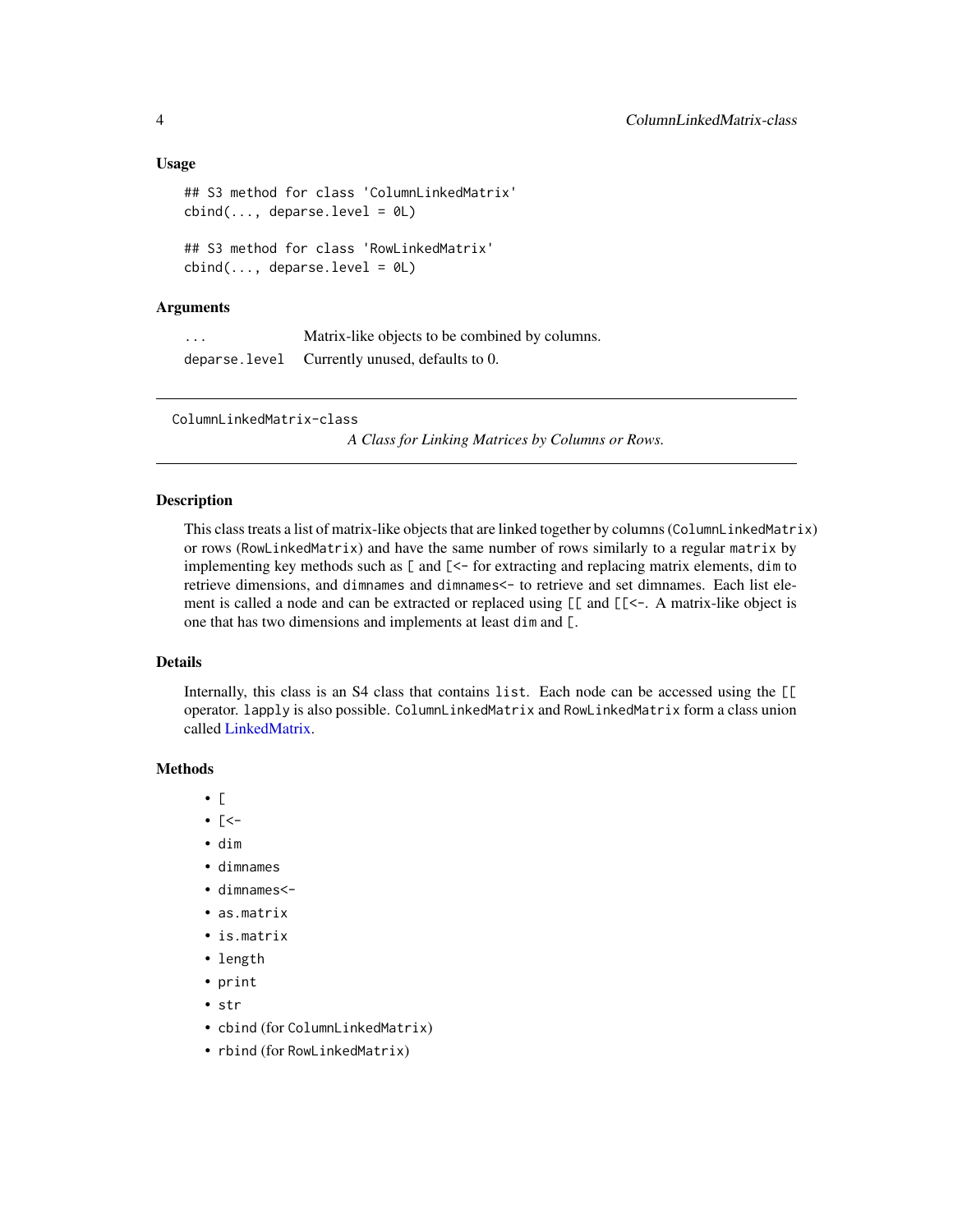### Usage

```
## S3 method for class 'ColumnLinkedMatrix'
cbind(..., deparse.level = 0L)

## S3 method for class 'RowLinkedMatrix'
cbind(..., deparse.level = 0L)
```

### Arguments

| | |
|---|---|
| `...` | Matrix-like objects to be combined by columns. |
| `deparse.level` | Currently unused, defaults to 0. |

---

## ColumnLinkedMatrix-class

*A Class for Linking Matrices by Columns or Rows.*

---

### Description

This class treats a list of matrix-like objects that are linked together by columns (`ColumnLinkedMatrix`) or rows (`RowLinkedMatrix`) and have the same number of rows similarly to a regular `matrix` by implementing key methods such as `[` and `[<-` for extracting and replacing matrix elements, `dim` to retrieve dimensions, and `dimnames` and `dimnames<-` to retrieve and set dimnames. Each list element is called a node and can be extracted or replaced using `[[` and `[[<-`. A matrix-like object is one that has two dimensions and implements at least `dim` and `[`.

### Details

Internally, this class is an S4 class that contains `list`. Each node can be accessed using the `[[` operator. `lapply` is also possible. `ColumnLinkedMatrix` and `RowLinkedMatrix` form a class union called LinkedMatrix.

### Methods

- `[`
- `[<-`
- `dim`
- `dimnames`
- `dimnames<-`
- `as.matrix`
- `is.matrix`
- `length`
- `print`
- `str`
- `cbind` (for `ColumnLinkedMatrix`)
- `rbind` (for `RowLinkedMatrix`)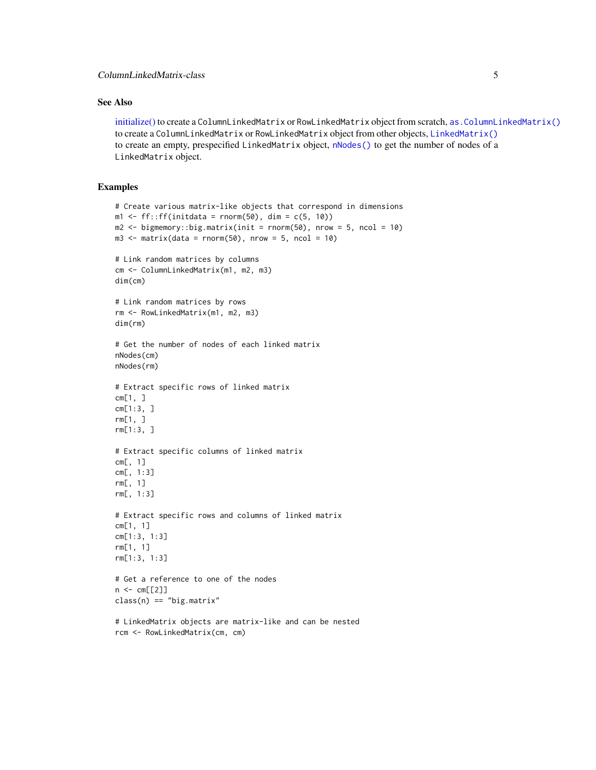## See Also

initialize() to create a ColumnLinkedMatrix or RowLinkedMatrix object from scratch, as.ColumnLinkedMatrix() to create a ColumnLinkedMatrix or RowLinkedMatrix object from other objects, LinkedMatrix() to create an empty, prespecified LinkedMatrix object, nNodes() to get the number of nodes of a LinkedMatrix object.

## Examples

```
# Create various matrix-like objects that correspond in dimensions
m1 <- ff::ff(initdata = rnorm(50), dim = c(5, 10))
m2 <- bigmemory::big.matrix(init = rnorm(50), nrow = 5, ncol = 10)
m3 <- matrix(data = rnorm(50), nrow = 5, ncol = 10)

# Link random matrices by columns
cm <- ColumnLinkedMatrix(m1, m2, m3)
dim(cm)

# Link random matrices by rows
rm <- RowLinkedMatrix(m1, m2, m3)
dim(rm)

# Get the number of nodes of each linked matrix
nNodes(cm)
nNodes(rm)

# Extract specific rows of linked matrix
cm[1, ]
cm[1:3, ]
rm[1, ]
rm[1:3, ]

# Extract specific columns of linked matrix
cm[, 1]
cm[, 1:3]
rm[, 1]
rm[, 1:3]

# Extract specific rows and columns of linked matrix
cm[1, 1]
cm[1:3, 1:3]
rm[1, 1]
rm[1:3, 1:3]

# Get a reference to one of the nodes
n <- cm[[2]]
class(n) == "big.matrix"

# LinkedMatrix objects are matrix-like and can be nested
rcm <- RowLinkedMatrix(cm, cm)
```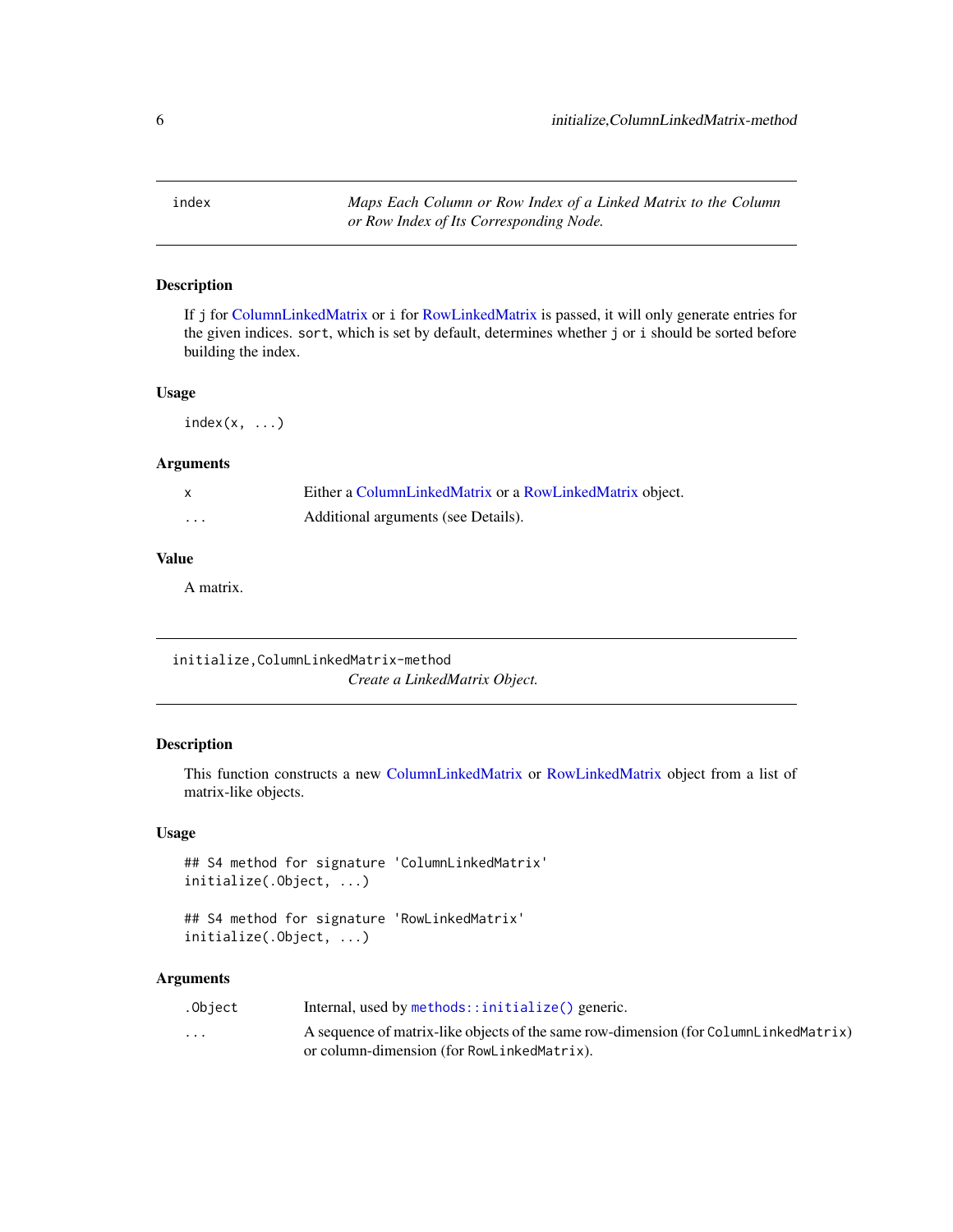## index — *Maps Each Column or Row Index of a Linked Matrix to the Column or Row Index of Its Corresponding Node.*

### Description

If `j` for ColumnLinkedMatrix or `i` for RowLinkedMatrix is passed, it will only generate entries for the given indices. `sort`, which is set by default, determines whether `j` or `i` should be sorted before building the index.

### Usage

```
index(x, ...)
```

### Arguments

| | |
|---|---|
| `x` | Either a ColumnLinkedMatrix or a RowLinkedMatrix object. |
| `...` | Additional arguments (see Details). |

### Value

A matrix.

## initialize,ColumnLinkedMatrix-method — *Create a LinkedMatrix Object.*

### Description

This function constructs a new ColumnLinkedMatrix or RowLinkedMatrix object from a list of matrix-like objects.

### Usage

```
## S4 method for signature 'ColumnLinkedMatrix'
initialize(.Object, ...)

## S4 method for signature 'RowLinkedMatrix'
initialize(.Object, ...)
```

### Arguments

| | |
|---|---|
| `.Object` | Internal, used by `methods::initialize()` generic. |
| `...` | A sequence of matrix-like objects of the same row-dimension (for `ColumnLinkedMatrix`) or column-dimension (for `RowLinkedMatrix`). |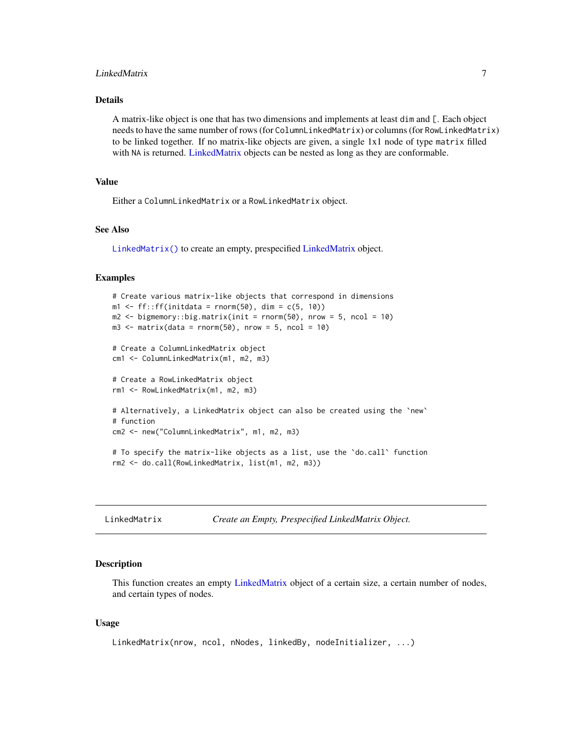### Details

A matrix-like object is one that has two dimensions and implements at least `dim` and `[`. Each object needs to have the same number of rows (for `ColumnLinkedMatrix`) or columns (for `RowLinkedMatrix`) to be linked together. If no matrix-like objects are given, a single 1x1 node of type `matrix` filled with `NA` is returned. LinkedMatrix objects can be nested as long as they are conformable.

### Value

Either a `ColumnLinkedMatrix` or a `RowLinkedMatrix` object.

### See Also

`LinkedMatrix()` to create an empty, prespecified LinkedMatrix object.

### Examples

```
# Create various matrix-like objects that correspond in dimensions
m1 <- ff::ff(initdata = rnorm(50), dim = c(5, 10))
m2 <- bigmemory::big.matrix(init = rnorm(50), nrow = 5, ncol = 10)
m3 <- matrix(data = rnorm(50), nrow = 5, ncol = 10)

# Create a ColumnLinkedMatrix object
cm1 <- ColumnLinkedMatrix(m1, m2, m3)

# Create a RowLinkedMatrix object
rm1 <- RowLinkedMatrix(m1, m2, m3)

# Alternatively, a LinkedMatrix object can also be created using the `new`
# function
cm2 <- new("ColumnLinkedMatrix", m1, m2, m3)

# To specify the matrix-like objects as a list, use the `do.call` function
rm2 <- do.call(RowLinkedMatrix, list(m1, m2, m3))
```

---

## LinkedMatrix — *Create an Empty, Prespecified LinkedMatrix Object.*

---

### Description

This function creates an empty LinkedMatrix object of a certain size, a certain number of nodes, and certain types of nodes.

### Usage

```
LinkedMatrix(nrow, ncol, nNodes, linkedBy, nodeInitializer, ...)
```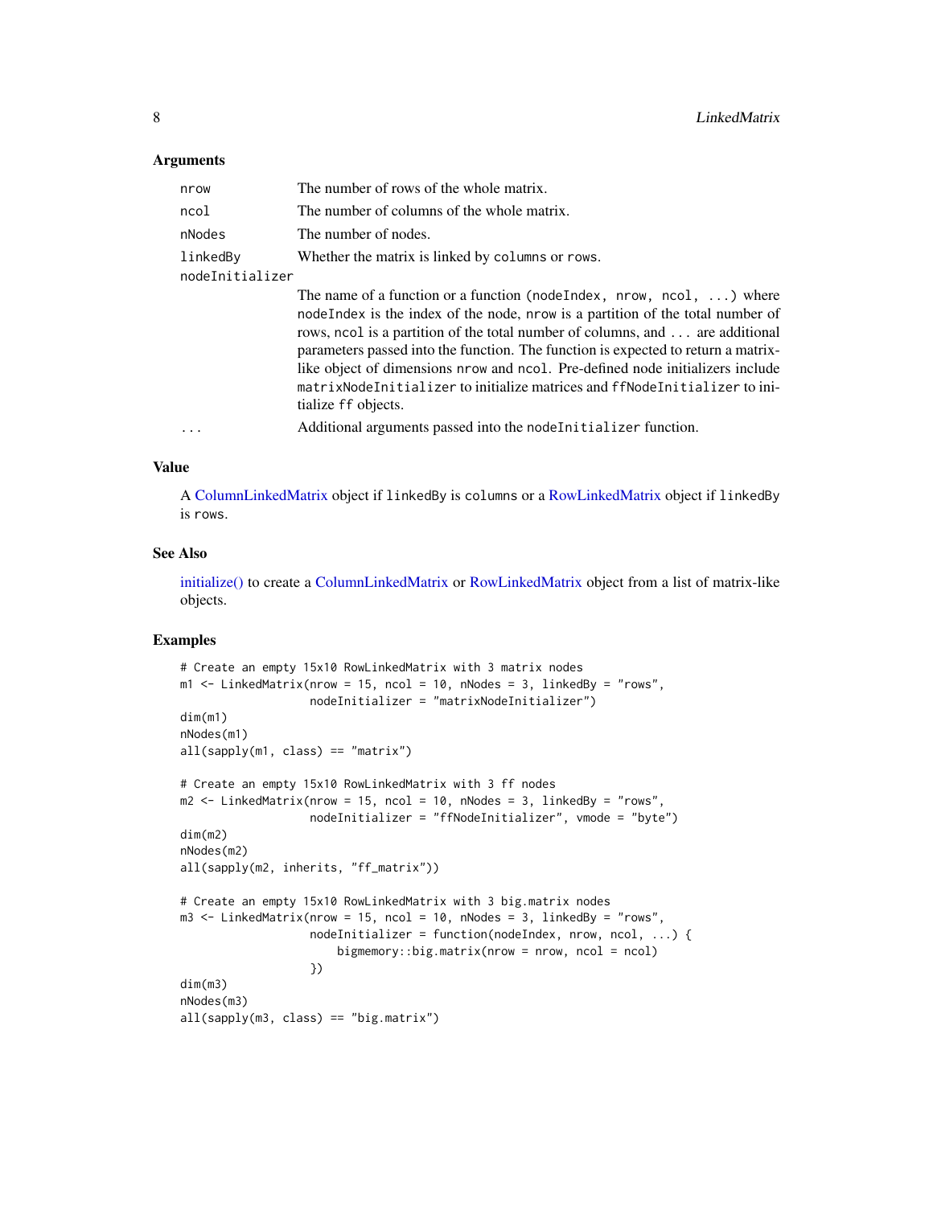## Arguments

| | |
|---|---|
| `nrow` | The number of rows of the whole matrix. |
| `ncol` | The number of columns of the whole matrix. |
| `nNodes` | The number of nodes. |
| `linkedBy` | Whether the matrix is linked by `columns` or `rows`. |
| `nodeInitializer` | The name of a function or a function `(nodeIndex, nrow, ncol, ...)` where `nodeIndex` is the index of the node, `nrow` is a partition of the total number of rows, `ncol` is a partition of the total number of columns, and `...` are additional parameters passed into the function. The function is expected to return a matrix-like object of dimensions `nrow` and `ncol`. Pre-defined node initializers include `matrixNodeInitializer` to initialize matrices and `ffNodeInitializer` to initialize `ff` objects. |
| `...` | Additional arguments passed into the `nodeInitializer` function. |

## Value

A ColumnLinkedMatrix object if `linkedBy` is `columns` or a RowLinkedMatrix object if `linkedBy` is `rows`.

## See Also

initialize() to create a ColumnLinkedMatrix or RowLinkedMatrix object from a list of matrix-like objects.

## Examples

```
# Create an empty 15x10 RowLinkedMatrix with 3 matrix nodes
m1 <- LinkedMatrix(nrow = 15, ncol = 10, nNodes = 3, linkedBy = "rows",
                   nodeInitializer = "matrixNodeInitializer")
dim(m1)
nNodes(m1)
all(sapply(m1, class) == "matrix")

# Create an empty 15x10 RowLinkedMatrix with 3 ff nodes
m2 <- LinkedMatrix(nrow = 15, ncol = 10, nNodes = 3, linkedBy = "rows",
                   nodeInitializer = "ffNodeInitializer", vmode = "byte")
dim(m2)
nNodes(m2)
all(sapply(m2, inherits, "ff_matrix"))

# Create an empty 15x10 RowLinkedMatrix with 3 big.matrix nodes
m3 <- LinkedMatrix(nrow = 15, ncol = 10, nNodes = 3, linkedBy = "rows",
                   nodeInitializer = function(nodeIndex, nrow, ncol, ...) {
                       bigmemory::big.matrix(nrow = nrow, ncol = ncol)
                   })
dim(m3)
nNodes(m3)
all(sapply(m3, class) == "big.matrix")
```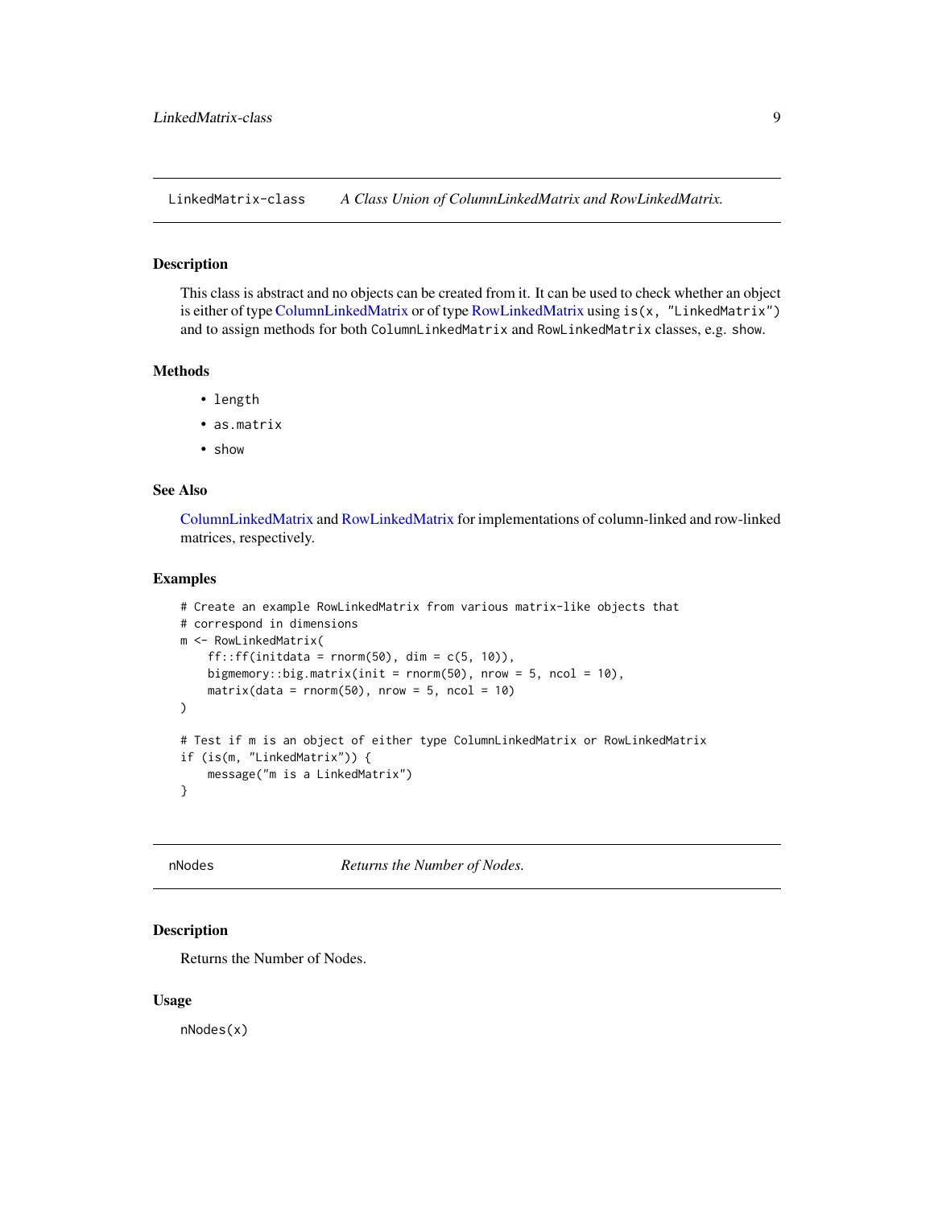## LinkedMatrix-class *A Class Union of ColumnLinkedMatrix and RowLinkedMatrix.*

### Description

This class is abstract and no objects can be created from it. It can be used to check whether an object is either of type ColumnLinkedMatrix or of type RowLinkedMatrix using `is(x, "LinkedMatrix")` and to assign methods for both `ColumnLinkedMatrix` and `RowLinkedMatrix` classes, e.g. `show`.

### Methods

- `length`
- `as.matrix`
- `show`

### See Also

ColumnLinkedMatrix and RowLinkedMatrix for implementations of column-linked and row-linked matrices, respectively.

### Examples

```
# Create an example RowLinkedMatrix from various matrix-like objects that
# correspond in dimensions
m <- RowLinkedMatrix(
    ff::ff(initdata = rnorm(50), dim = c(5, 10)),
    bigmemory::big.matrix(init = rnorm(50), nrow = 5, ncol = 10),
    matrix(data = rnorm(50), nrow = 5, ncol = 10)
)

# Test if m is an object of either type ColumnLinkedMatrix or RowLinkedMatrix
if (is(m, "LinkedMatrix")) {
    message("m is a LinkedMatrix")
}
```

## nNodes *Returns the Number of Nodes.*

### Description

Returns the Number of Nodes.

### Usage

```
nNodes(x)
```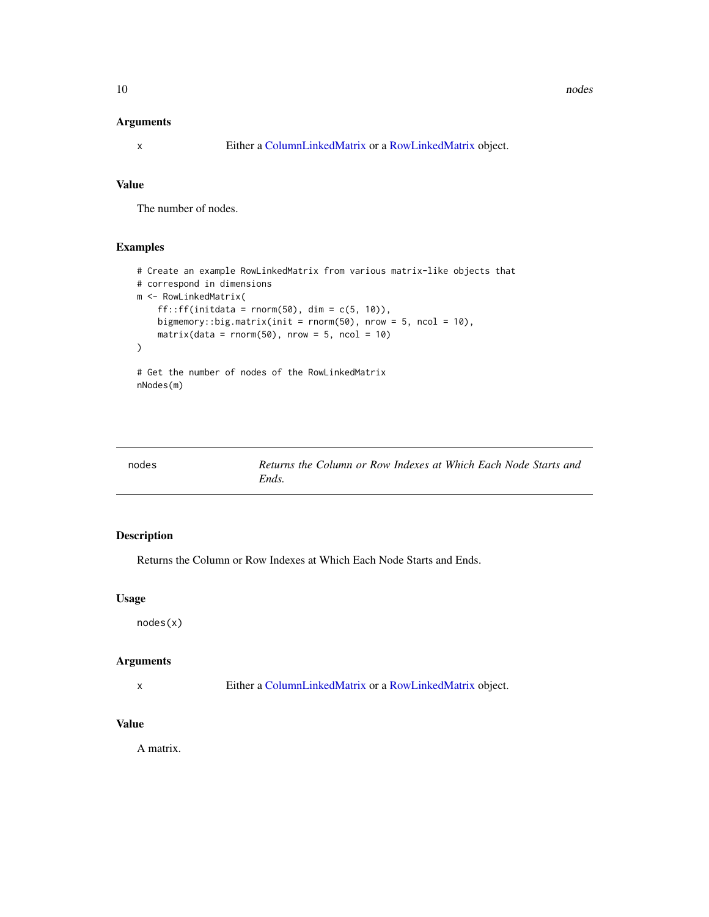### Arguments

x — Either a ColumnLinkedMatrix or a RowLinkedMatrix object.

### Value

The number of nodes.

### Examples

```
# Create an example RowLinkedMatrix from various matrix-like objects that
# correspond in dimensions
m <- RowLinkedMatrix(
    ff::ff(initdata = rnorm(50), dim = c(5, 10)),
    bigmemory::big.matrix(init = rnorm(50), nrow = 5, ncol = 10),
    matrix(data = rnorm(50), nrow = 5, ncol = 10)
)

# Get the number of nodes of the RowLinkedMatrix
nNodes(m)
```

---

## nodes — *Returns the Column or Row Indexes at Which Each Node Starts and Ends.*

### Description

Returns the Column or Row Indexes at Which Each Node Starts and Ends.

### Usage

```
nodes(x)
```

### Arguments

x — Either a ColumnLinkedMatrix or a RowLinkedMatrix object.

### Value

A matrix.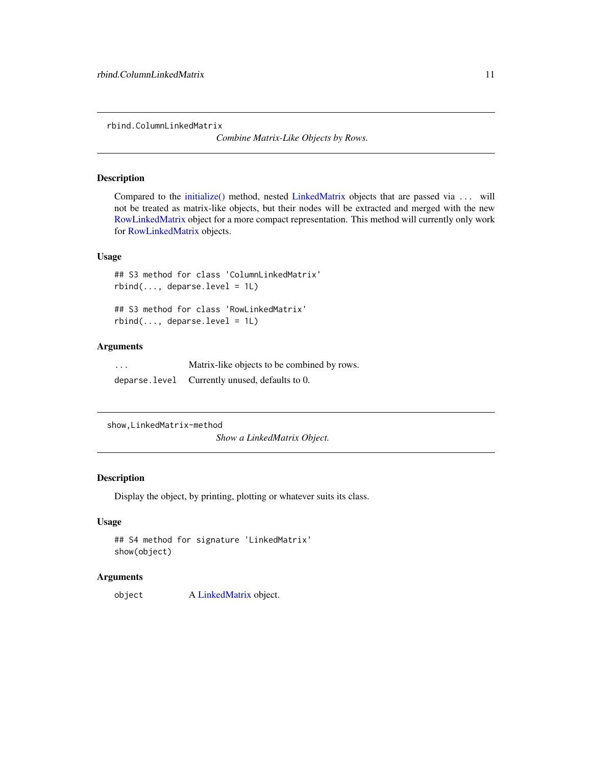## rbind.ColumnLinkedMatrix

*Combine Matrix-Like Objects by Rows.*

### Description

Compared to the initialize() method, nested LinkedMatrix objects that are passed via `...` will not be treated as matrix-like objects, but their nodes will be extracted and merged with the new RowLinkedMatrix object for a more compact representation. This method will currently only work for RowLinkedMatrix objects.

### Usage

```
## S3 method for class 'ColumnLinkedMatrix'
rbind(..., deparse.level = 1L)

## S3 method for class 'RowLinkedMatrix'
rbind(..., deparse.level = 1L)
```

### Arguments

| | |
|---|---|
| `...` | Matrix-like objects to be combined by rows. |
| `deparse.level` | Currently unused, defaults to 0. |

## show,LinkedMatrix-method

*Show a LinkedMatrix Object.*

### Description

Display the object, by printing, plotting or whatever suits its class.

### Usage

```
## S4 method for signature 'LinkedMatrix'
show(object)
```

### Arguments

| | |
|---|---|
| `object` | A LinkedMatrix object. |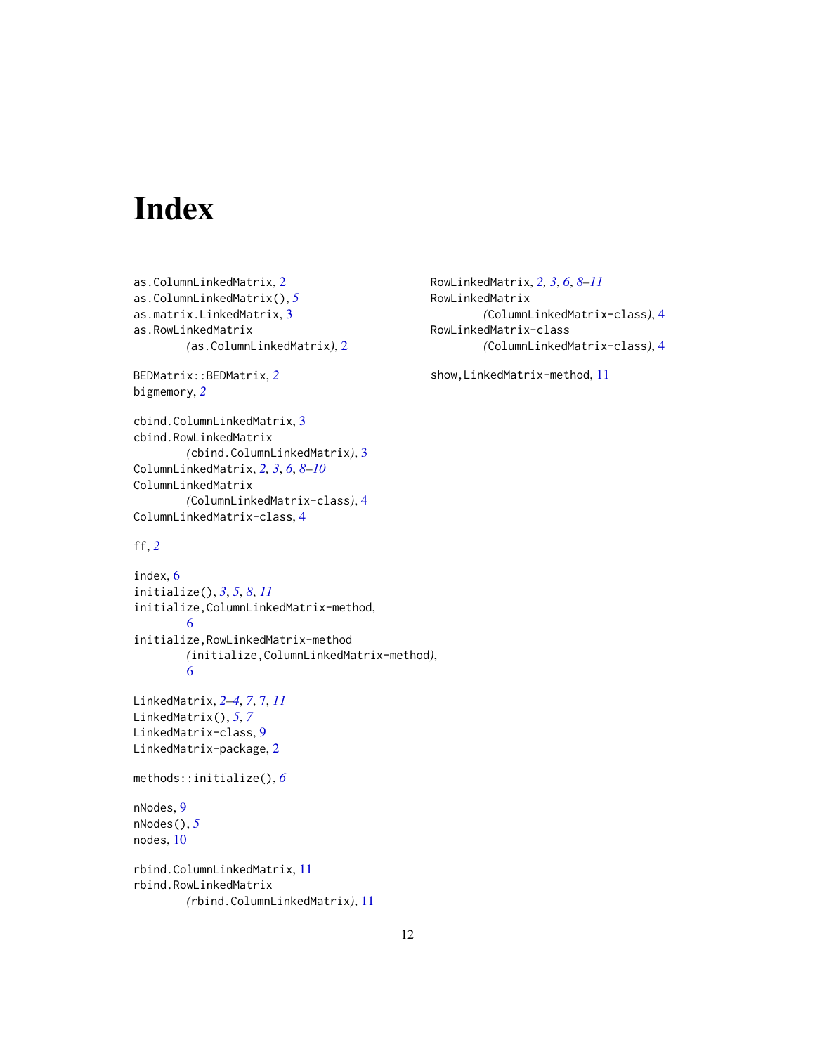# Index

as.ColumnLinkedMatrix, 2
as.ColumnLinkedMatrix(), *5*
as.matrix.LinkedMatrix, 3
as.RowLinkedMatrix
        *(*as.ColumnLinkedMatrix*)*, 2

BEDMatrix::BEDMatrix, *2*
bigmemory, *2*

cbind.ColumnLinkedMatrix, 3
cbind.RowLinkedMatrix
        *(*cbind.ColumnLinkedMatrix*)*, 3
ColumnLinkedMatrix, *2, 3*, *6*, *8–10*
ColumnLinkedMatrix
        *(*ColumnLinkedMatrix-class*)*, 4
ColumnLinkedMatrix-class, 4

ff, *2*

index, 6
initialize(), *3*, *5*, *8*, *11*
initialize,ColumnLinkedMatrix-method,
        6
initialize,RowLinkedMatrix-method
        *(*initialize,ColumnLinkedMatrix-method*)*,
        6

LinkedMatrix, *2–4*, *7*, 7, *11*
LinkedMatrix(), *5*, *7*
LinkedMatrix-class, 9
LinkedMatrix-package, 2

methods::initialize(), *6*

nNodes, 9
nNodes(), *5*
nodes, 10

rbind.ColumnLinkedMatrix, 11
rbind.RowLinkedMatrix
        *(*rbind.ColumnLinkedMatrix*)*, 11
RowLinkedMatrix, *2, 3*, *6*, *8–11*
RowLinkedMatrix
        *(*ColumnLinkedMatrix-class*)*, 4
RowLinkedMatrix-class
        *(*ColumnLinkedMatrix-class*)*, 4

show,LinkedMatrix-method, 11